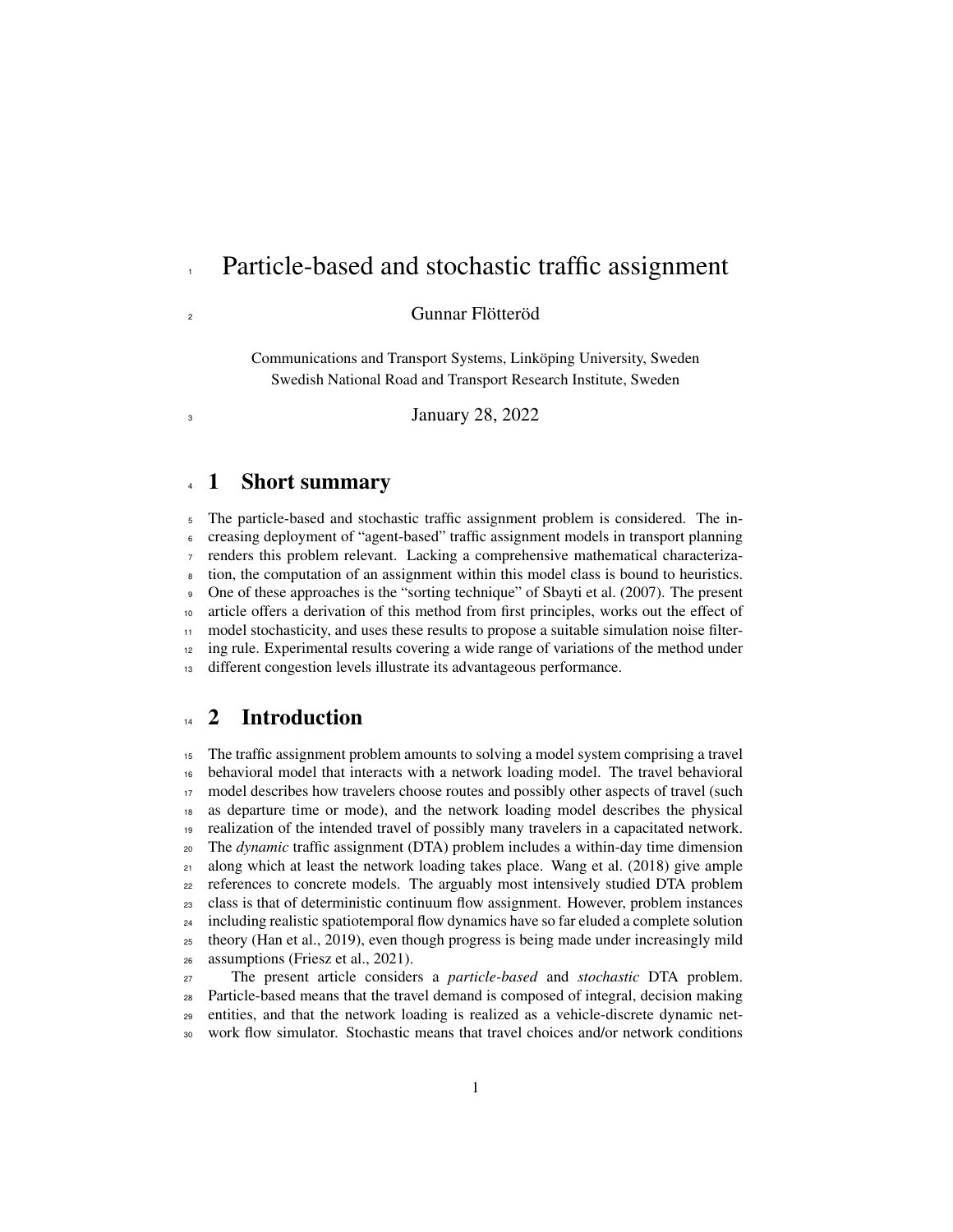# Particle-based and stochastic traffic assignment

Gunnar Flötteröd

Communications and Transport Systems, Linköping University, Sweden
Swedish National Road and Transport Research Institute, Sweden

January 28, 2022

## 1 Short summary

The particle-based and stochastic traffic assignment problem is considered. The increasing deployment of "agent-based" traffic assignment models in transport planning renders this problem relevant. Lacking a comprehensive mathematical characterization, the computation of an assignment within this model class is bound to heuristics. One of these approaches is the "sorting technique" of Sbayti et al. (2007). The present article offers a derivation of this method from first principles, works out the effect of model stochasticity, and uses these results to propose a suitable simulation noise filtering rule. Experimental results covering a wide range of variations of the method under different congestion levels illustrate its advantageous performance.

## 2 Introduction

The traffic assignment problem amounts to solving a model system comprising a travel behavioral model that interacts with a network loading model. The travel behavioral model describes how travelers choose routes and possibly other aspects of travel (such as departure time or mode), and the network loading model describes the physical realization of the intended travel of possibly many travelers in a capacitated network. The *dynamic* traffic assignment (DTA) problem includes a within-day time dimension along which at least the network loading takes place. Wang et al. (2018) give ample references to concrete models. The arguably most intensively studied DTA problem class is that of deterministic continuum flow assignment. However, problem instances including realistic spatiotemporal flow dynamics have so far eluded a complete solution theory (Han et al., 2019), even though progress is being made under increasingly mild assumptions (Friesz et al., 2021).

The present article considers a *particle-based* and *stochastic* DTA problem. Particle-based means that the travel demand is composed of integral, decision making entities, and that the network loading is realized as a vehicle-discrete dynamic network flow simulator. Stochastic means that travel choices and/or network conditions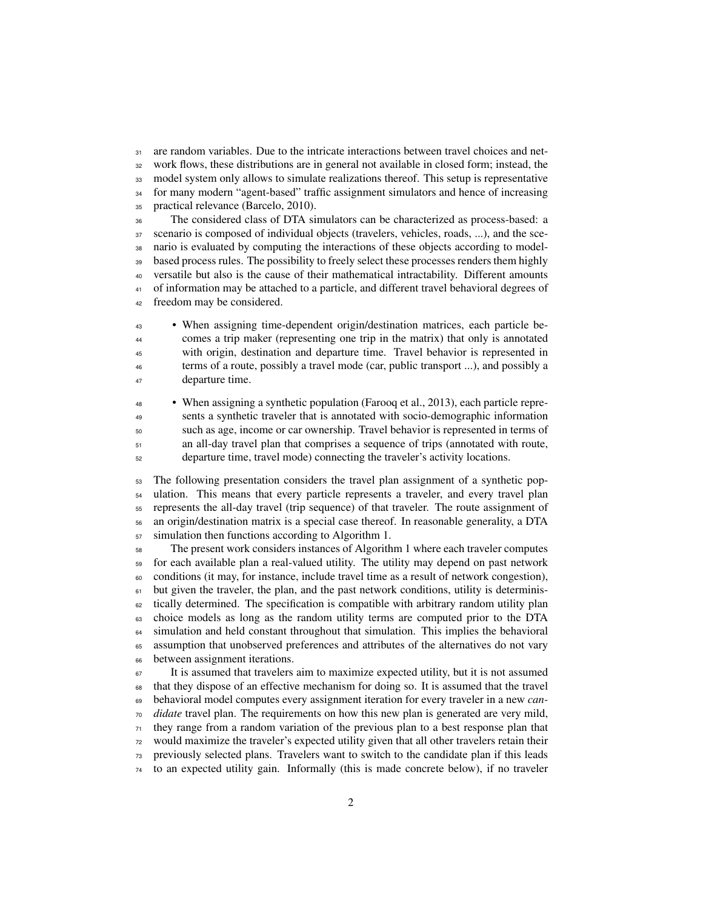are random variables. Due to the intricate interactions between travel choices and network flows, these distributions are in general not available in closed form; instead, the model system only allows to simulate realizations thereof. This setup is representative for many modern "agent-based" traffic assignment simulators and hence of increasing practical relevance (Barcelo, 2010).

The considered class of DTA simulators can be characterized as process-based: a scenario is composed of individual objects (travelers, vehicles, roads, ...), and the scenario is evaluated by computing the interactions of these objects according to model-based process rules. The possibility to freely select these processes renders them highly versatile but also is the cause of their mathematical intractability. Different amounts of information may be attached to a particle, and different travel behavioral degrees of freedom may be considered.

- When assigning time-dependent origin/destination matrices, each particle becomes a trip maker (representing one trip in the matrix) that only is annotated with origin, destination and departure time. Travel behavior is represented in terms of a route, possibly a travel mode (car, public transport ...), and possibly a departure time.
- When assigning a synthetic population (Farooq et al., 2013), each particle represents a synthetic traveler that is annotated with socio-demographic information such as age, income or car ownership. Travel behavior is represented in terms of an all-day travel plan that comprises a sequence of trips (annotated with route, departure time, travel mode) connecting the traveler's activity locations.

The following presentation considers the travel plan assignment of a synthetic population. This means that every particle represents a traveler, and every travel plan represents the all-day travel (trip sequence) of that traveler. The route assignment of an origin/destination matrix is a special case thereof. In reasonable generality, a DTA simulation then functions according to Algorithm 1.

The present work considers instances of Algorithm 1 where each traveler computes for each available plan a real-valued utility. The utility may depend on past network conditions (it may, for instance, include travel time as a result of network congestion), but given the traveler, the plan, and the past network conditions, utility is deterministically determined. The specification is compatible with arbitrary random utility plan choice models as long as the random utility terms are computed prior to the DTA simulation and held constant throughout that simulation. This implies the behavioral assumption that unobserved preferences and attributes of the alternatives do not vary between assignment iterations.

It is assumed that travelers aim to maximize expected utility, but it is not assumed that they dispose of an effective mechanism for doing so. It is assumed that the travel behavioral model computes every assignment iteration for every traveler in a new *candidate* travel plan. The requirements on how this new plan is generated are very mild, they range from a random variation of the previous plan to a best response plan that would maximize the traveler's expected utility given that all other travelers retain their previously selected plans. Travelers want to switch to the candidate plan if this leads to an expected utility gain. Informally (this is made concrete below), if no traveler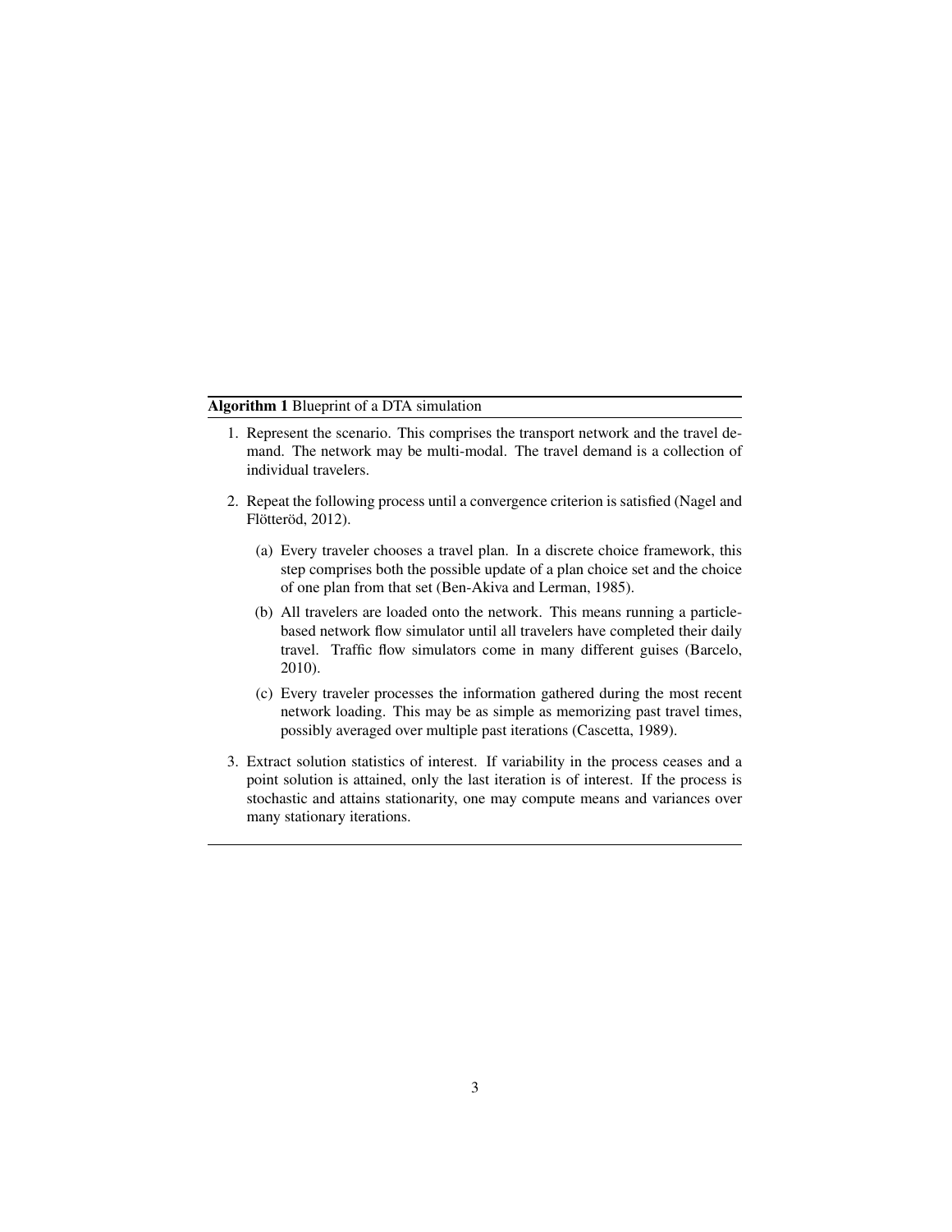**Algorithm 1** Blueprint of a DTA simulation

1. Represent the scenario. This comprises the transport network and the travel demand. The network may be multi-modal. The travel demand is a collection of individual travelers.

2. Repeat the following process until a convergence criterion is satisfied (Nagel and Flötteröd, 2012).

   (a) Every traveler chooses a travel plan. In a discrete choice framework, this step comprises both the possible update of a plan choice set and the choice of one plan from that set (Ben-Akiva and Lerman, 1985).

   (b) All travelers are loaded onto the network. This means running a particle-based network flow simulator until all travelers have completed their daily travel. Traffic flow simulators come in many different guises (Barcelo, 2010).

   (c) Every traveler processes the information gathered during the most recent network loading. This may be as simple as memorizing past travel times, possibly averaged over multiple past iterations (Cascetta, 1989).

3. Extract solution statistics of interest. If variability in the process ceases and a point solution is attained, only the last iteration is of interest. If the process is stochastic and attains stationarity, one may compute means and variances over many stationary iterations.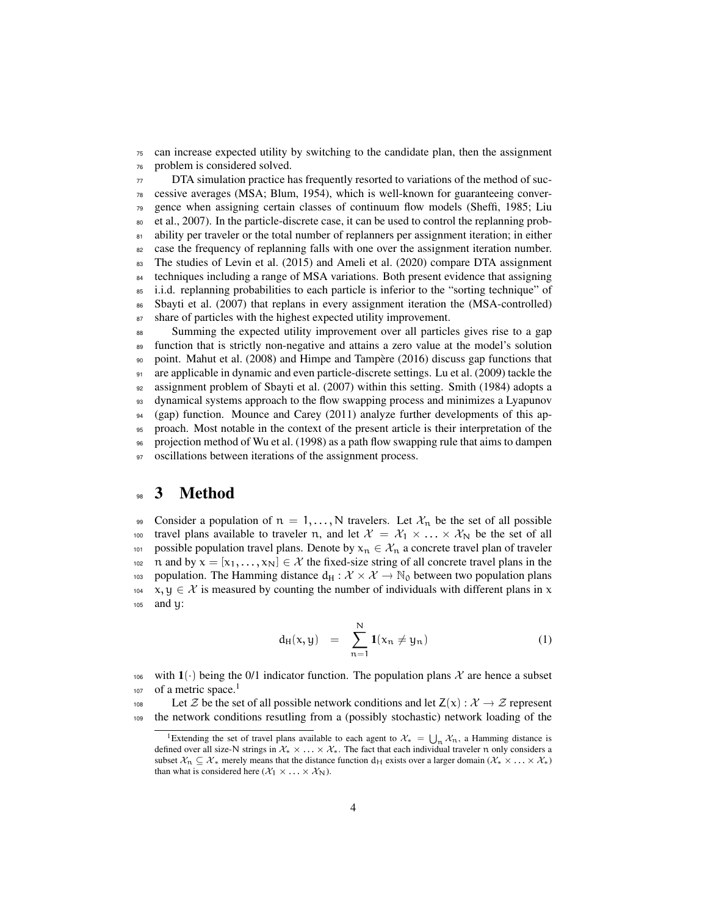can increase expected utility by switching to the candidate plan, then the assignment problem is considered solved.

DTA simulation practice has frequently resorted to variations of the method of successive averages (MSA; Blum, 1954), which is well-known for guaranteeing convergence when assigning certain classes of continuum flow models (Sheffi, 1985; Liu et al., 2007). In the particle-discrete case, it can be used to control the replanning probability per traveler or the total number of replanners per assignment iteration; in either case the frequency of replanning falls with one over the assignment iteration number. The studies of Levin et al. (2015) and Ameli et al. (2020) compare DTA assignment techniques including a range of MSA variations. Both present evidence that assigning i.i.d. replanning probabilities to each particle is inferior to the "sorting technique" of Sbayti et al. (2007) that replans in every assignment iteration the (MSA-controlled) share of particles with the highest expected utility improvement.

Summing the expected utility improvement over all particles gives rise to a gap function that is strictly non-negative and attains a zero value at the model's solution point. Mahut et al. (2008) and Himpe and Tampère (2016) discuss gap functions that are applicable in dynamic and even particle-discrete settings. Lu et al. (2009) tackle the assignment problem of Sbayti et al. (2007) within this setting. Smith (1984) adopts a dynamical systems approach to the flow swapping process and minimizes a Lyapunov (gap) function. Mounce and Carey (2011) analyze further developments of this approach. Most notable in the context of the present article is their interpretation of the projection method of Wu et al. (1998) as a path flow swapping rule that aims to dampen oscillations between iterations of the assignment process.

# 3 Method

Consider a population of $n = 1, \ldots, N$ travelers. Let $\mathcal{X}_n$ be the set of all possible travel plans available to traveler $n$, and let $\mathcal{X} = \mathcal{X}_1 \times \ldots \times \mathcal{X}_N$ be the set of all possible population travel plans. Denote by $x_n \in \mathcal{X}_n$ a concrete travel plan of traveler $n$ and by $x = [x_1, \ldots, x_N] \in \mathcal{X}$ the fixed-size string of all concrete travel plans in the population. The Hamming distance $d_H : \mathcal{X} \times \mathcal{X} \to \mathbb{N}_0$ between two population plans $x, y \in \mathcal{X}$ is measured by counting the number of individuals with different plans in $x$ and $y$:

$$d_H(x, y) \quad = \quad \sum_{n=1}^{N} \mathbf{1}(x_n \neq y_n) \tag{1}$$

with $\mathbf{1}(\cdot)$ being the 0/1 indicator function. The population plans $\mathcal{X}$ are hence a subset of a metric space.[1]

Let $\mathcal{Z}$ be the set of all possible network conditions and let $Z(x) : \mathcal{X} \to \mathcal{Z}$ represent the network conditions resutling from a (possibly stochastic) network loading of the

[1] Extending the set of travel plans available to each agent to $\mathcal{X}_* = \bigcup_n \mathcal{X}_n$, a Hamming distance is defined over all size-N strings in $\mathcal{X}_* \times \ldots \times \mathcal{X}_*$. The fact that each individual traveler $n$ only considers a subset $\mathcal{X}_n \subseteq \mathcal{X}_*$ merely means that the distance function $d_H$ exists over a larger domain ($\mathcal{X}_* \times \ldots \times \mathcal{X}_*$) than what is considered here ($\mathcal{X}_1 \times \ldots \times \mathcal{X}_N$).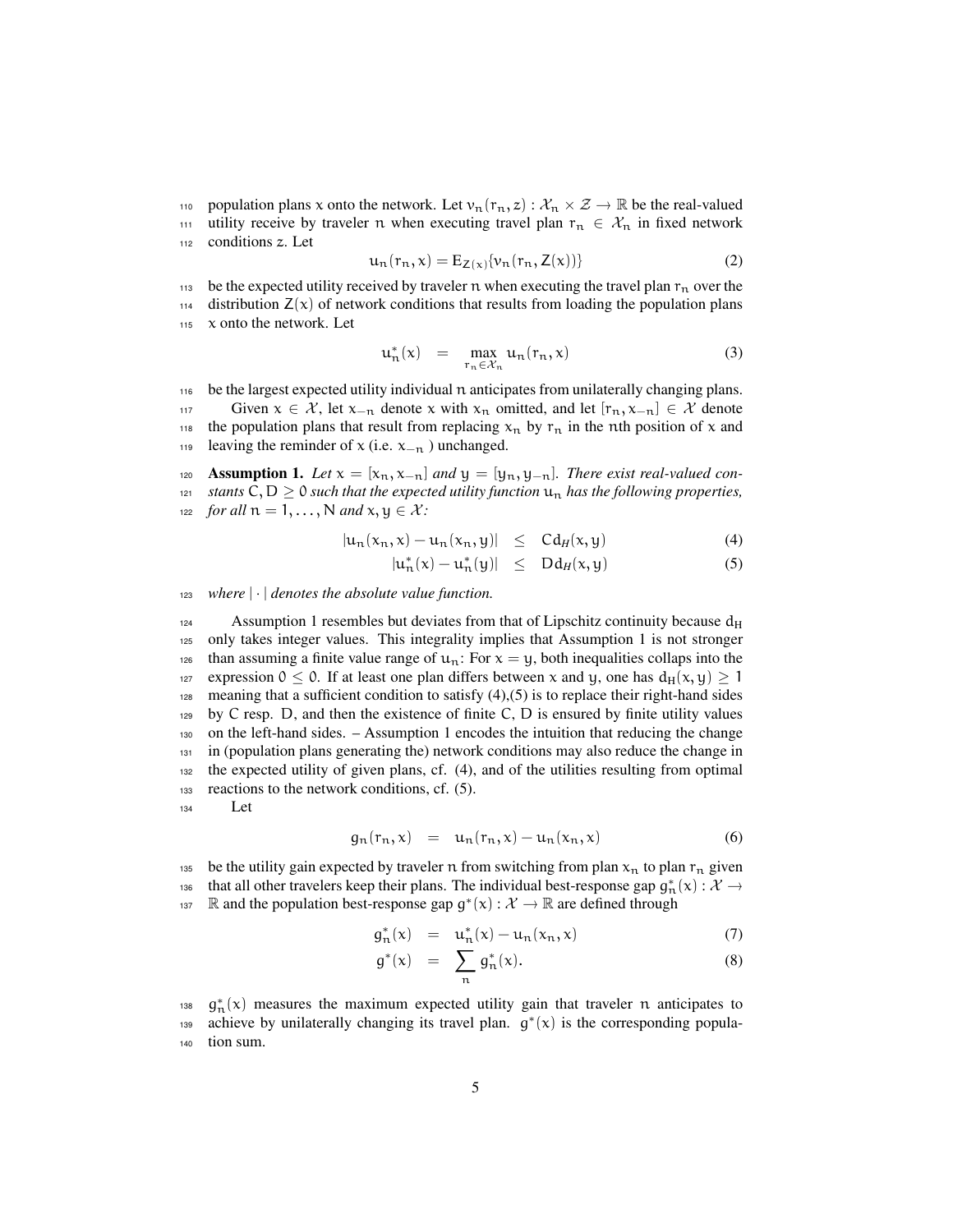population plans $x$ onto the network. Let $v_n(r_n, z) : \mathcal{X}_n \times \mathcal{Z} \to \mathbb{R}$ be the real-valued utility receive by traveler $n$ when executing travel plan $r_n \in \mathcal{X}_n$ in fixed network conditions $z$. Let

$$u_n(r_n, x) = E_{Z(x)}\{v_n(r_n, Z(x))\} \tag{2}$$

be the expected utility received by traveler $n$ when executing the travel plan $r_n$ over the distribution $Z(x)$ of network conditions that results from loading the population plans $x$ onto the network. Let

$$u_n^*(x) \quad = \quad \max_{r_n \in \mathcal{X}_n} u_n(r_n, x) \tag{3}$$

be the largest expected utility individual $n$ anticipates from unilaterally changing plans.

Given $x \in \mathcal{X}$, let $x_{-n}$ denote $x$ with $x_n$ omitted, and let $[r_n, x_{-n}] \in \mathcal{X}$ denote the population plans that result from replacing $x_n$ by $r_n$ in the $n$th position of $x$ and leaving the reminder of $x$ (i.e. $x_{-n}$ ) unchanged.

**Assumption 1.** *Let $x = [x_n, x_{-n}]$ and $y = [y_n, y_{-n}]$. There exist real-valued constants $C, D \geq 0$ such that the expected utility function $u_n$ has the following properties, for all $n = 1, \ldots, N$ and $x, y \in \mathcal{X}$:*

$$|u_n(x_n, x) - u_n(x_n, y)| \quad \leq \quad C d_H(x, y) \tag{4}$$

$$|u_n^*(x) - u_n^*(y)| \quad \leq \quad D d_H(x, y) \tag{5}$$

*where $|\cdot|$ denotes the absolute value function.*

Assumption 1 resembles but deviates from that of Lipschitz continuity because $d_H$ only takes integer values. This integrality implies that Assumption 1 is not stronger than assuming a finite value range of $u_n$: For $x = y$, both inequalities collaps into the expression $0 \leq 0$. If at least one plan differs between $x$ and $y$, one has $d_H(x, y) \geq 1$ meaning that a sufficient condition to satisfy (4),(5) is to replace their right-hand sides by C resp. D, and then the existence of finite C, D is ensured by finite utility values on the left-hand sides. – Assumption 1 encodes the intuition that reducing the change in (population plans generating the) network conditions may also reduce the change in the expected utility of given plans, cf. (4), and of the utilities resulting from optimal reactions to the network conditions, cf. (5).

Let

$$g_n(r_n, x) \quad = \quad u_n(r_n, x) - u_n(x_n, x) \tag{6}$$

be the utility gain expected by traveler $n$ from switching from plan $x_n$ to plan $r_n$ given that all other travelers keep their plans. The individual best-response gap $g_n^*(x) : \mathcal{X} \to \mathbb{R}$ and the population best-response gap $g^*(x) : \mathcal{X} \to \mathbb{R}$ are defined through

$$g_n^*(x) \quad = \quad u_n^*(x) - u_n(x_n, x) \tag{7}$$

$$g^*(x) \quad = \quad \sum_n g_n^*(x). \tag{8}$$

$g_n^*(x)$ measures the maximum expected utility gain that traveler $n$ anticipates to achieve by unilaterally changing its travel plan. $g^*(x)$ is the corresponding population sum.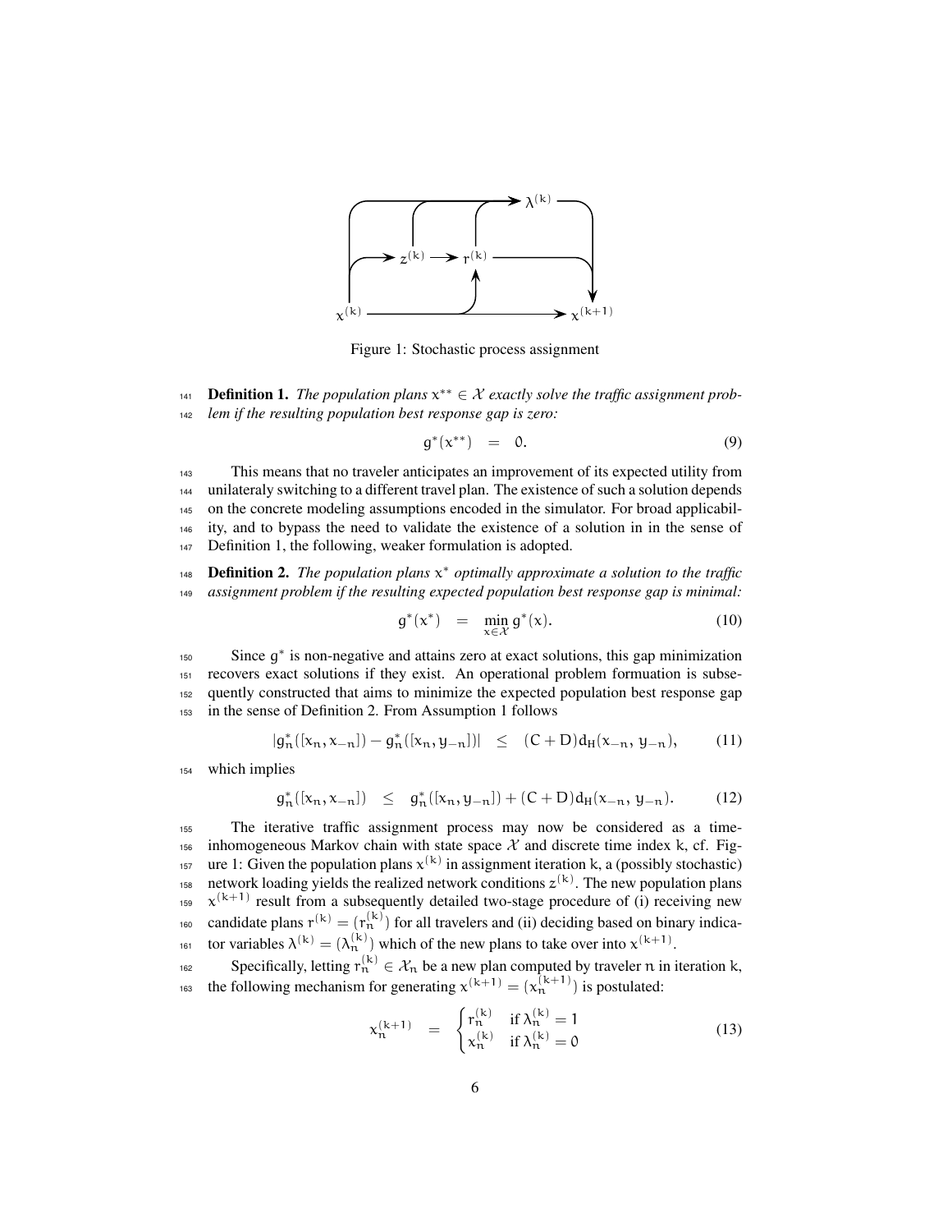Figure 1: Stochastic process assignment

**Definition 1.** *The population plans $x^{**} \in \mathcal{X}$ exactly solve the traffic assignment problem if the resulting population best response gap is zero:*

$$g^*(x^{**}) \quad = \quad 0. \tag{9}$$

This means that no traveler anticipates an improvement of its expected utility from unilateraly switching to a different travel plan. The existence of such a solution depends on the concrete modeling assumptions encoded in the simulator. For broad applicability, and to bypass the need to validate the existence of a solution in in the sense of Definition 1, the following, weaker formulation is adopted.

**Definition 2.** *The population plans $x^*$ optimally approximate a solution to the traffic assignment problem if the resulting expected population best response gap is minimal:*

$$g^*(x^*) \quad = \quad \min_{x \in \mathcal{X}} g^*(x). \tag{10}$$

Since $g^*$ is non-negative and attains zero at exact solutions, this gap minimization recovers exact solutions if they exist. An operational problem formuation is subsequently constructed that aims to minimize the expected population best response gap in the sense of Definition 2. From Assumption 1 follows

$$|g_n^*([x_n, x_{-n}]) - g_n^*([x_n, y_{-n}])| \quad \leq \quad (C + D) d_H(x_{-n}, y_{-n}), \tag{11}$$

which implies

$$g_n^*([x_n, x_{-n}]) \quad \leq \quad g_n^*([x_n, y_{-n}]) + (C + D) d_H(x_{-n}, y_{-n}). \tag{12}$$

The iterative traffic assignment process may now be considered as a time-inhomogeneous Markov chain with state space $\mathcal{X}$ and discrete time index $k$, cf. Figure 1: Given the population plans $x^{(k)}$ in assignment iteration $k$, a (possibly stochastic) network loading yields the realized network conditions $z^{(k)}$. The new population plans $x^{(k+1)}$ result from a subsequently detailed two-stage procedure of (i) receiving new candidate plans $r^{(k)} = (r_n^{(k)})$ for all travelers and (ii) deciding based on binary indicator variables $\lambda^{(k)} = (\lambda_n^{(k)})$ which of the new plans to take over into $x^{(k+1)}$.

Specifically, letting $r_n^{(k)} \in \mathcal{X}_n$ be a new plan computed by traveler $n$ in iteration $k$, the following mechanism for generating $x^{(k+1)} = (x_n^{(k+1)})$ is postulated:

$$x_n^{(k+1)} \quad = \quad \begin{cases} r_n^{(k)} & \text{if } \lambda_n^{(k)} = 1 \\ x_n^{(k)} & \text{if } \lambda_n^{(k)} = 0 \end{cases} \tag{13}$$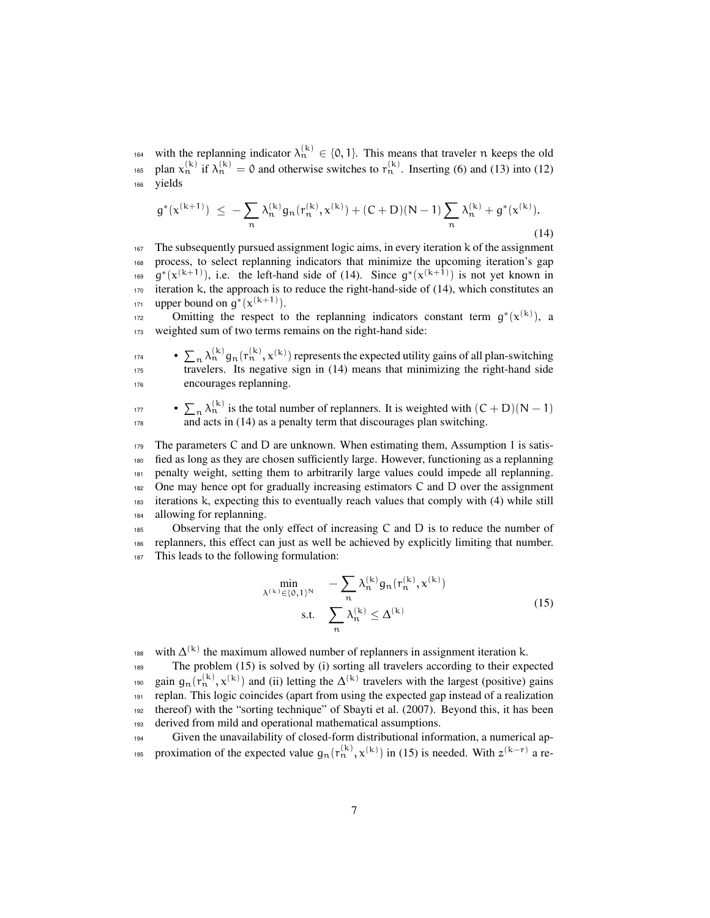with the replanning indicator $\lambda_n^{(k)} \in \{0, 1\}$. This means that traveler $n$ keeps the old plan $x_n^{(k)}$ if $\lambda_n^{(k)} = 0$ and otherwise switches to $r_n^{(k)}$. Inserting (6) and (13) into (12) yields

$$g^*(x^{(k+1)}) \leq -\sum_n \lambda_n^{(k)} g_n(r_n^{(k)}, x^{(k)}) + (C + D)(N - 1) \sum_n \lambda_n^{(k)} + g^*(x^{(k)}). \tag{14}$$

The subsequently pursued assignment logic aims, in every iteration $k$ of the assignment process, to select replanning indicators that minimize the upcoming iteration's gap $g^*(x^{(k+1)})$, i.e. the left-hand side of (14). Since $g^*(x^{(k+1)})$ is not yet known in iteration $k$, the approach is to reduce the right-hand-side of (14), which constitutes an upper bound on $g^*(x^{(k+1)})$.

Omitting the respect to the replanning indicators constant term $g^*(x^{(k)})$, a weighted sum of two terms remains on the right-hand side:

- $\sum_n \lambda_n^{(k)} g_n(r_n^{(k)}, x^{(k)})$ represents the expected utility gains of all plan-switching travelers. Its negative sign in (14) means that minimizing the right-hand side encourages replanning.
- $\sum_n \lambda_n^{(k)}$ is the total number of replanners. It is weighted with $(C + D)(N - 1)$ and acts in (14) as a penalty term that discourages plan switching.

The parameters C and D are unknown. When estimating them, Assumption 1 is satisfied as long as they are chosen sufficiently large. However, functioning as a replanning penalty weight, setting them to arbitrarily large values could impede all replanning. One may hence opt for gradually increasing estimators C and D over the assignment iterations $k$, expecting this to eventually reach values that comply with (4) while still allowing for replanning.

Observing that the only effect of increasing C and D is to reduce the number of replanners, this effect can just as well be achieved by explicitly limiting that number. This leads to the following formulation:

$$\begin{aligned} \min_{\lambda^{(k)} \in \{0,1\}^N} \quad & -\sum_n \lambda_n^{(k)} g_n(r_n^{(k)}, x^{(k)}) \\ \text{s.t.} \quad & \sum_n \lambda_n^{(k)} \leq \Delta^{(k)} \end{aligned} \tag{15}$$

with $\Delta^{(k)}$ the maximum allowed number of replanners in assignment iteration $k$.

The problem (15) is solved by (i) sorting all travelers according to their expected gain $g_n(r_n^{(k)}, x^{(k)})$ and (ii) letting the $\Delta^{(k)}$ travelers with the largest (positive) gains replan. This logic coincides (apart from using the expected gap instead of a realization thereof) with the "sorting technique" of Sbayti et al. (2007). Beyond this, it has been derived from mild and operational mathematical assumptions.

Given the unavailability of closed-form distributional information, a numerical approximation of the expected value $g_n(r_n^{(k)}, x^{(k)})$ in (15) is needed. With $z^{(k-r)}$ a re-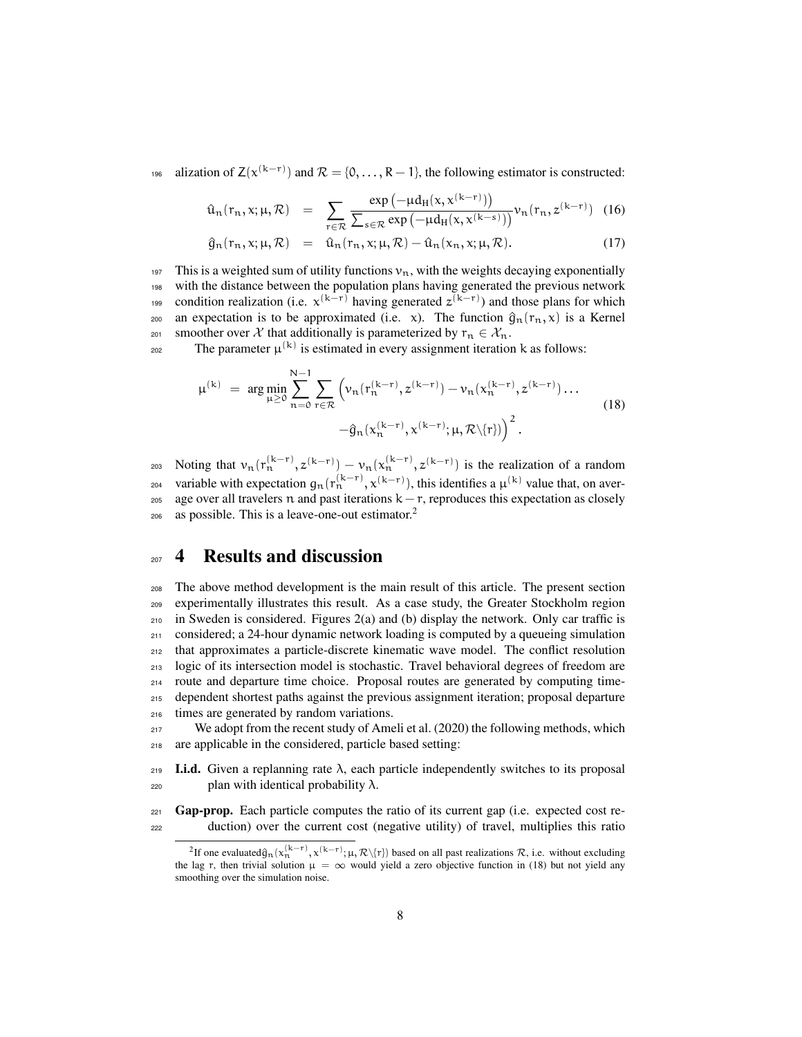alization of $Z(x^{(k-r)})$ and $\mathcal{R} = \{0, \ldots, R-1\}$, the following estimator is constructed:

$$
\begin{aligned}
\hat{u}_n(r_n, x; \mu, \mathcal{R}) &= \sum_{r \in \mathcal{R}} \frac{\exp\left(-\mu d_H(x, x^{(k-r)})\right)}{\sum_{s \in \mathcal{R}} \exp\left(-\mu d_H(x, x^{(k-s)})\right)} \nu_n(r_n, z^{(k-r)}) \quad (16)\\
\hat{g}_n(r_n, x; \mu, \mathcal{R}) &= \hat{u}_n(r_n, x; \mu, \mathcal{R}) - \hat{u}_n(x_n, x; \mu, \mathcal{R}). \quad (17)
\end{aligned}
$$

This is a weighted sum of utility functions $\nu_n$, with the weights decaying exponentially with the distance between the population plans having generated the previous network condition realization (i.e. $x^{(k-r)}$ having generated $z^{(k-r)}$) and those plans for which an expectation is to be approximated (i.e. $x$). The function $\hat{g}_n(r_n, x)$ is a Kernel smoother over $\mathcal{X}$ that additionally is parameterized by $r_n \in \mathcal{X}_n$.

The parameter $\mu^{(k)}$ is estimated in every assignment iteration $k$ as follows:

$$
\begin{aligned}
\mu^{(k)} = \arg\min_{\mu \geq 0} \sum_{n=0}^{N-1} \sum_{r \in \mathcal{R}} \Big( &\nu_n(r_n^{(k-r)}, z^{(k-r)}) - \nu_n(x_n^{(k-r)}, z^{(k-r)}) \ldots \\
&- \hat{g}_n(x_n^{(k-r)}, x^{(k-r)}; \mu, \mathcal{R} \backslash \{r\}) \Big)^2 .
\end{aligned} \quad (18)
$$

Noting that $\nu_n(r_n^{(k-r)}, z^{(k-r)}) - \nu_n(x_n^{(k-r)}, z^{(k-r)})$ is the realization of a random variable with expectation $g_n(r_n^{(k-r)}, x^{(k-r)})$, this identifies a $\mu^{(k)}$ value that, on average over all travelers $n$ and past iterations $k-r$, reproduces this expectation as closely as possible. This is a leave-one-out estimator.[2]

# 4 Results and discussion

The above method development is the main result of this article. The present section experimentally illustrates this result. As a case study, the Greater Stockholm region in Sweden is considered. Figures 2(a) and (b) display the network. Only car traffic is considered; a 24-hour dynamic network loading is computed by a queueing simulation that approximates a particle-discrete kinematic wave model. The conflict resolution logic of its intersection model is stochastic. Travel behavioral degrees of freedom are route and departure time choice. Proposal routes are generated by computing time-dependent shortest paths against the previous assignment iteration; proposal departure times are generated by random variations.

We adopt from the recent study of Ameli et al. (2020) the following methods, which are applicable in the considered, particle based setting:

**I.i.d.** Given a replanning rate $\lambda$, each particle independently switches to its proposal plan with identical probability $\lambda$.

**Gap-prop.** Each particle computes the ratio of its current gap (i.e. expected cost reduction) over the current cost (negative utility) of travel, multiplies this ratio

[2] If one evaluated $\hat{g}_n(x_n^{(k-r)}, x^{(k-r)}; \mu, \mathcal{R} \backslash \{r\})$ based on all past realizations $\mathcal{R}$, i.e. without excluding the lag $r$, then trivial solution $\mu = \infty$ would yield a zero objective function in (18) but not yield any smoothing over the simulation noise.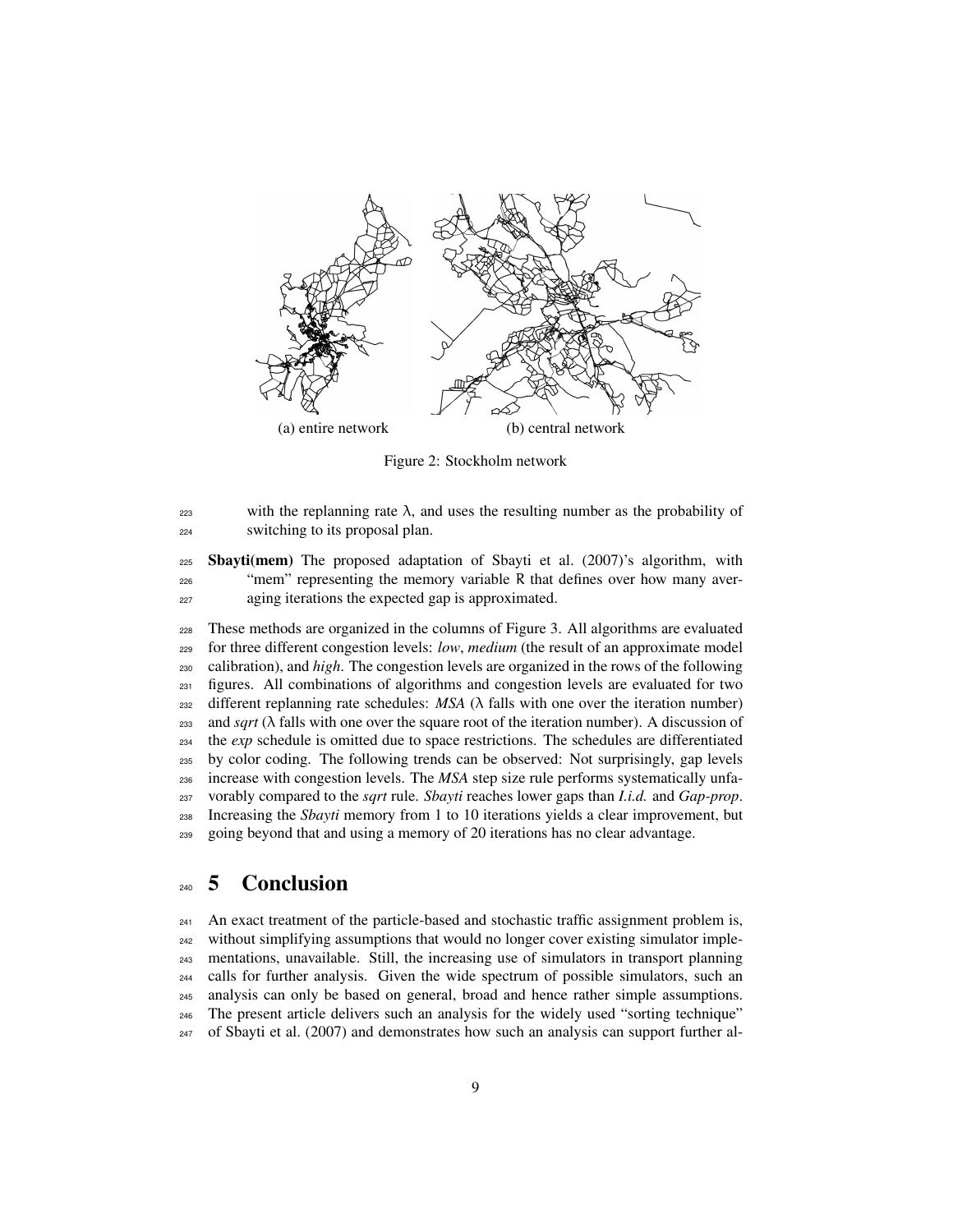(a) entire network (b) central network

Figure 2: Stockholm network

with the replanning rate λ, and uses the resulting number as the probability of switching to its proposal plan.

**Sbayti(mem)** The proposed adaptation of Sbayti et al. (2007)'s algorithm, with "mem" representing the memory variable R that defines over how many averaging iterations the expected gap is approximated.

These methods are organized in the columns of Figure 3. All algorithms are evaluated for three different congestion levels: *low*, *medium* (the result of an approximate model calibration), and *high*. The congestion levels are organized in the rows of the following figures. All combinations of algorithms and congestion levels are evaluated for two different replanning rate schedules: *MSA* (λ falls with one over the iteration number) and *sqrt* (λ falls with one over the square root of the iteration number). A discussion of the *exp* schedule is omitted due to space restrictions. The schedules are differentiated by color coding. The following trends can be observed: Not surprisingly, gap levels increase with congestion levels. The *MSA* step size rule performs systematically unfavorably compared to the *sqrt* rule. *Sbayti* reaches lower gaps than *I.i.d.* and *Gap-prop*. Increasing the *Sbayti* memory from 1 to 10 iterations yields a clear improvement, but going beyond that and using a memory of 20 iterations has no clear advantage.

# 5 Conclusion

An exact treatment of the particle-based and stochastic traffic assignment problem is, without simplifying assumptions that would no longer cover existing simulator implementations, unavailable. Still, the increasing use of simulators in transport planning calls for further analysis. Given the wide spectrum of possible simulators, such an analysis can only be based on general, broad and hence rather simple assumptions. The present article delivers such an analysis for the widely used "sorting technique" of Sbayti et al. (2007) and demonstrates how such an analysis can support further al-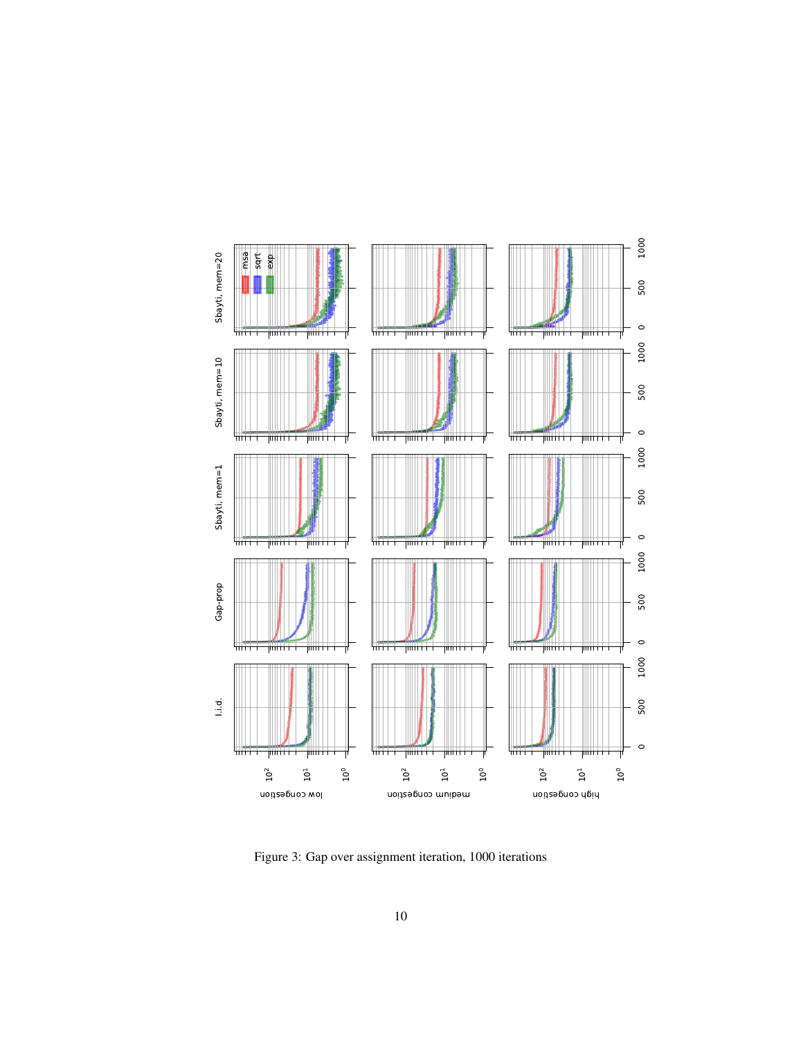Figure 3: Gap over assignment iteration, 1000 iterations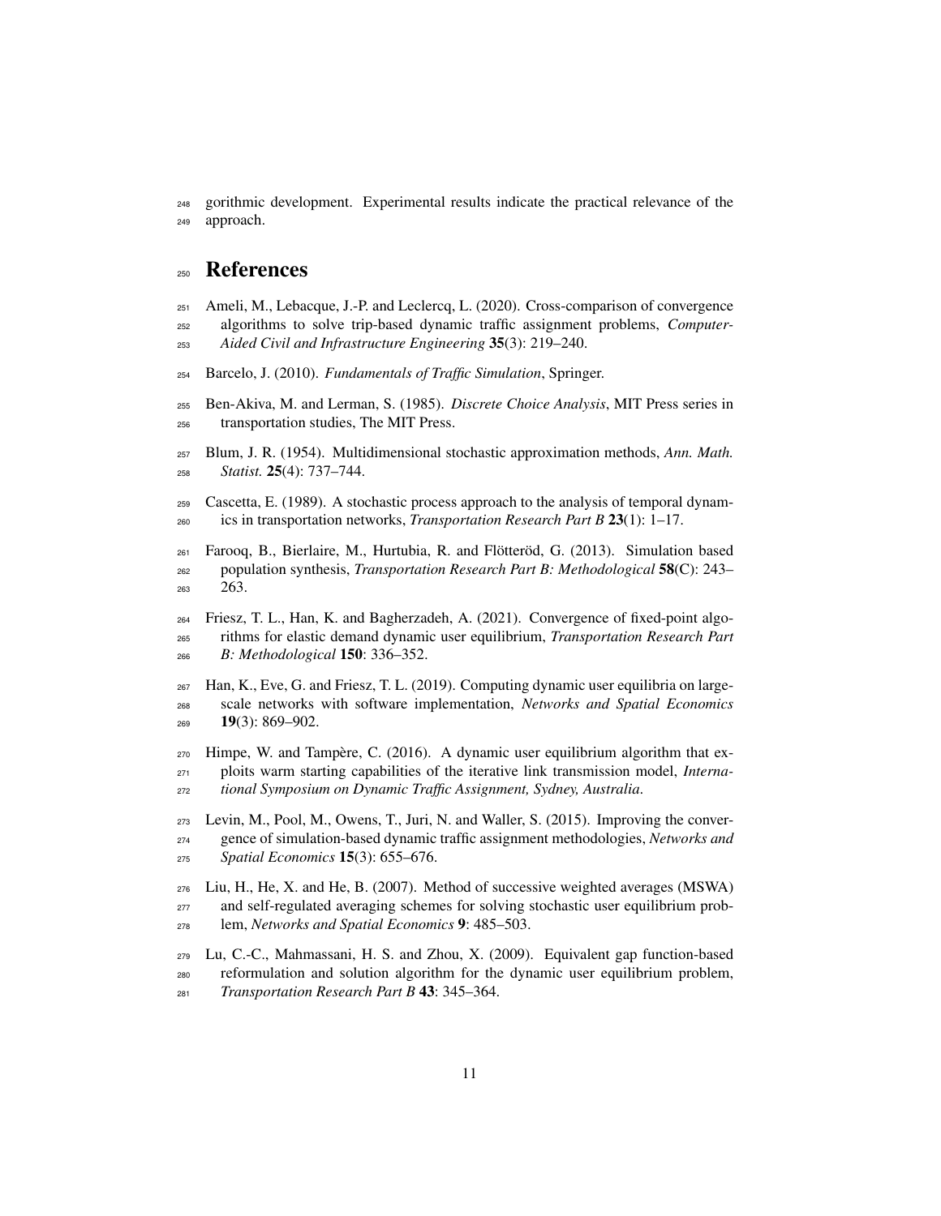gorithmic development. Experimental results indicate the practical relevance of the approach.

# References

Ameli, M., Lebacque, J.-P. and Leclercq, L. (2020). Cross-comparison of convergence algorithms to solve trip-based dynamic traffic assignment problems, *Computer-Aided Civil and Infrastructure Engineering* **35**(3): 219–240.

Barcelo, J. (2010). *Fundamentals of Traffic Simulation*, Springer.

Ben-Akiva, M. and Lerman, S. (1985). *Discrete Choice Analysis*, MIT Press series in transportation studies, The MIT Press.

Blum, J. R. (1954). Multidimensional stochastic approximation methods, *Ann. Math. Statist.* **25**(4): 737–744.

Cascetta, E. (1989). A stochastic process approach to the analysis of temporal dynamics in transportation networks, *Transportation Research Part B* **23**(1): 1–17.

Farooq, B., Bierlaire, M., Hurtubia, R. and Flötteröd, G. (2013). Simulation based population synthesis, *Transportation Research Part B: Methodological* **58**(C): 243–263.

Friesz, T. L., Han, K. and Bagherzadeh, A. (2021). Convergence of fixed-point algorithms for elastic demand dynamic user equilibrium, *Transportation Research Part B: Methodological* **150**: 336–352.

Han, K., Eve, G. and Friesz, T. L. (2019). Computing dynamic user equilibria on large-scale networks with software implementation, *Networks and Spatial Economics* **19**(3): 869–902.

Himpe, W. and Tampère, C. (2016). A dynamic user equilibrium algorithm that exploits warm starting capabilities of the iterative link transmission model, *International Symposium on Dynamic Traffic Assignment, Sydney, Australia*.

Levin, M., Pool, M., Owens, T., Juri, N. and Waller, S. (2015). Improving the convergence of simulation-based dynamic traffic assignment methodologies, *Networks and Spatial Economics* **15**(3): 655–676.

Liu, H., He, X. and He, B. (2007). Method of successive weighted averages (MSWA) and self-regulated averaging schemes for solving stochastic user equilibrium problem, *Networks and Spatial Economics* **9**: 485–503.

Lu, C.-C., Mahmassani, H. S. and Zhou, X. (2009). Equivalent gap function-based reformulation and solution algorithm for the dynamic user equilibrium problem, *Transportation Research Part B* **43**: 345–364.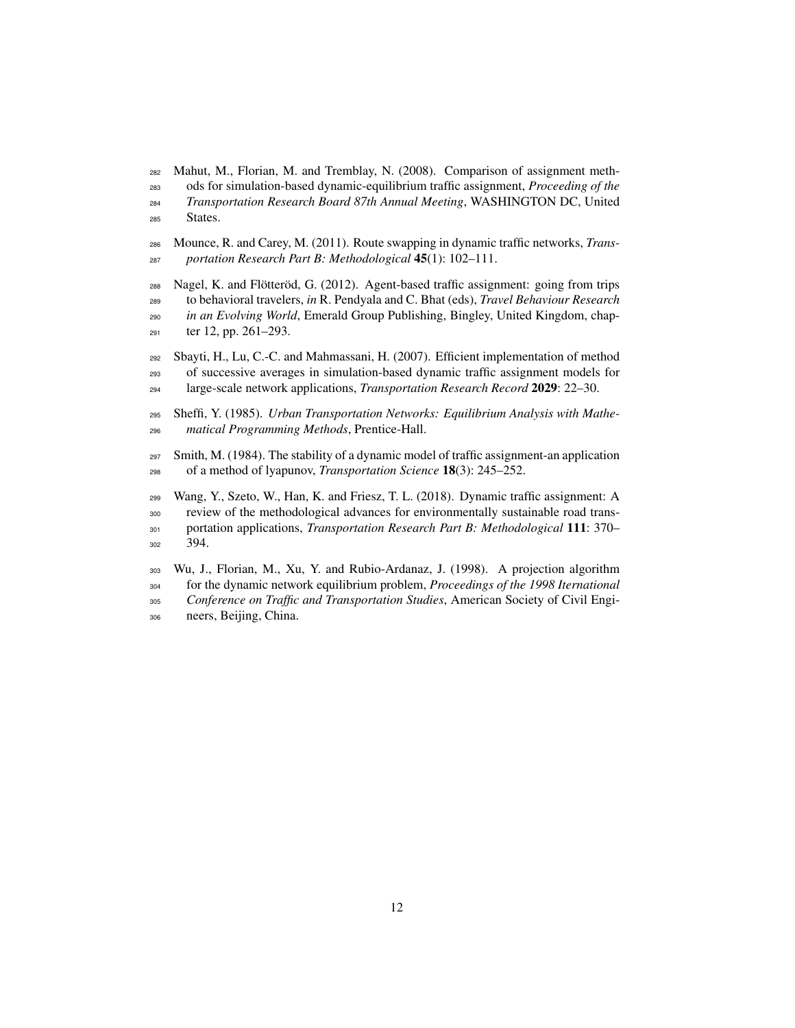Mahut, M., Florian, M. and Tremblay, N. (2008). Comparison of assignment methods for simulation-based dynamic-equilibrium traffic assignment, *Proceeding of the Transportation Research Board 87th Annual Meeting*, WASHINGTON DC, United States.

Mounce, R. and Carey, M. (2011). Route swapping in dynamic traffic networks, *Transportation Research Part B: Methodological* **45**(1): 102–111.

Nagel, K. and Flötteröd, G. (2012). Agent-based traffic assignment: going from trips to behavioral travelers, *in* R. Pendyala and C. Bhat (eds), *Travel Behaviour Research in an Evolving World*, Emerald Group Publishing, Bingley, United Kingdom, chapter 12, pp. 261–293.

Sbayti, H., Lu, C.-C. and Mahmassani, H. (2007). Efficient implementation of method of successive averages in simulation-based dynamic traffic assignment models for large-scale network applications, *Transportation Research Record* **2029**: 22–30.

Sheffi, Y. (1985). *Urban Transportation Networks: Equilibrium Analysis with Mathematical Programming Methods*, Prentice-Hall.

Smith, M. (1984). The stability of a dynamic model of traffic assignment-an application of a method of lyapunov, *Transportation Science* **18**(3): 245–252.

Wang, Y., Szeto, W., Han, K. and Friesz, T. L. (2018). Dynamic traffic assignment: A review of the methodological advances for environmentally sustainable road transportation applications, *Transportation Research Part B: Methodological* **111**: 370–394.

Wu, J., Florian, M., Xu, Y. and Rubio-Ardanaz, J. (1998). A projection algorithm for the dynamic network equilibrium problem, *Proceedings of the 1998 Iternational Conference on Traffic and Transportation Studies*, American Society of Civil Engineers, Beijing, China.